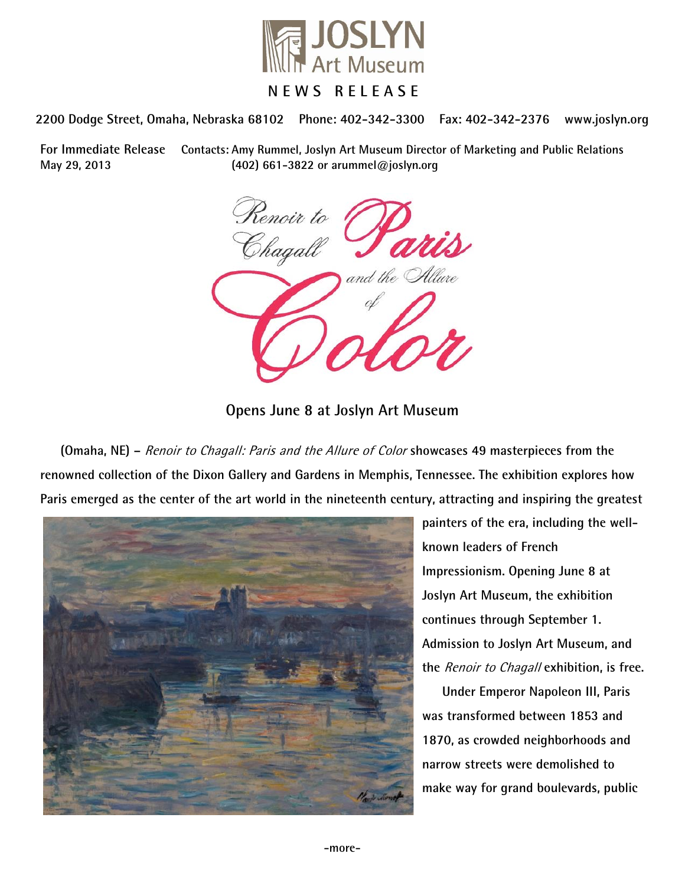# JOSLYN Art Museum

NEWS RELEASE

2200 Dodge Street, Omaha, Nebraska 68102 Phone: 402-342-3300 Fax: 402-342-2376 www.joslyn.org

For Immediate Release
May 29, 2013

Contacts: Amy Rummel, Joslyn Art Museum Director of Marketing and Public Relations
(402) 661-3822 or arummel@joslyn.org

## Renoir to Chagall: Paris and the Allure of Color

### Opens June 8 at Joslyn Art Museum

**(Omaha, NE) –** *Renoir to Chagall: Paris and the Allure of Color* showcases 49 masterpieces from the renowned collection of the Dixon Gallery and Gardens in Memphis, Tennessee. The exhibition explores how Paris emerged as the center of the art world in the nineteenth century, attracting and inspiring the greatest painters of the era, including the well-known leaders of French Impressionism. Opening June 8 at Joslyn Art Museum, the exhibition continues through September 1. Admission to Joslyn Art Museum, and the *Renoir to Chagall* exhibition, is free.

Under Emperor Napoleon III, Paris was transformed between 1853 and 1870, as crowded neighborhoods and narrow streets were demolished to make way for grand boulevards, public

-more-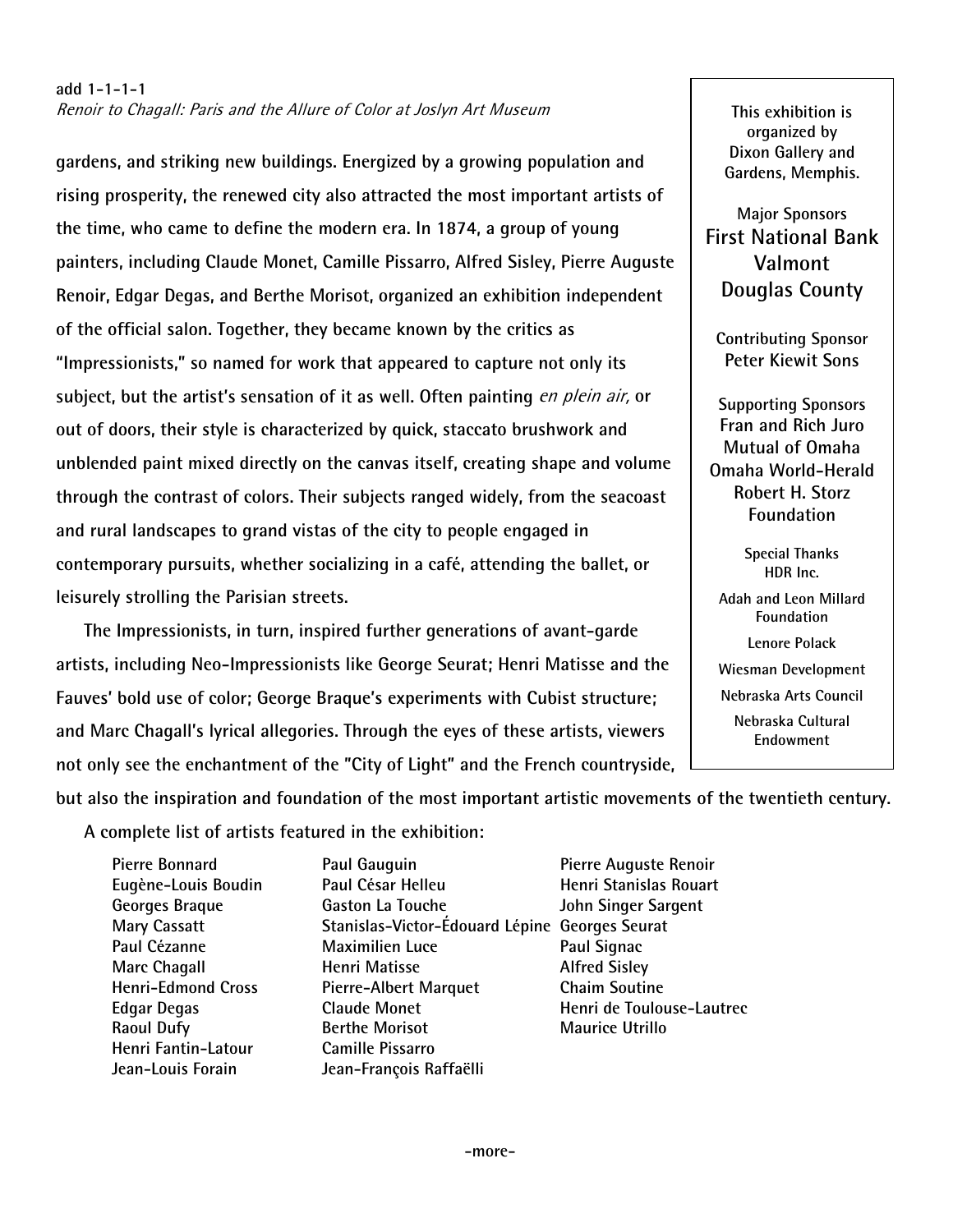add 1-1-1-1
*Renoir to Chagall: Paris and the Allure of Color at Joslyn Art Museum*

gardens, and striking new buildings. Energized by a growing population and rising prosperity, the renewed city also attracted the most important artists of the time, who came to define the modern era. In 1874, a group of young painters, including Claude Monet, Camille Pissarro, Alfred Sisley, Pierre Auguste Renoir, Edgar Degas, and Berthe Morisot, organized an exhibition independent of the official salon. Together, they became known by the critics as "Impressionists," so named for work that appeared to capture not only its subject, but the artist's sensation of it as well. Often painting *en plein air,* or out of doors, their style is characterized by quick, staccato brushwork and unblended paint mixed directly on the canvas itself, creating shape and volume through the contrast of colors. Their subjects ranged widely, from the seacoast and rural landscapes to grand vistas of the city to people engaged in contemporary pursuits, whether socializing in a café, attending the ballet, or leisurely strolling the Parisian streets.

The Impressionists, in turn, inspired further generations of avant-garde artists, including Neo-Impressionists like George Seurat; Henri Matisse and the Fauves' bold use of color; George Braque's experiments with Cubist structure; and Marc Chagall's lyrical allegories. Through the eyes of these artists, viewers not only see the enchantment of the "City of Light" and the French countryside, but also the inspiration and foundation of the most important artistic movements of the twentieth century.

A complete list of artists featured in the exhibition:

- Pierre Bonnard
- Eugène-Louis Boudin
- Georges Braque
- Mary Cassatt
- Paul Cézanne
- Marc Chagall
- Henri-Edmond Cross
- Edgar Degas
- Raoul Dufy
- Henri Fantin-Latour
- Jean-Louis Forain
- Paul Gauguin
- Paul César Helleu
- Gaston La Touche
- Stanislas-Victor-Édouard Lépine
- Maximilien Luce
- Henri Matisse
- Pierre-Albert Marquet
- Claude Monet
- Berthe Morisot
- Camille Pissarro
- Jean-François Raffaëlli
- Pierre Auguste Renoir
- Henri Stanislas Rouart
- John Singer Sargent
- Georges Seurat
- Paul Signac
- Alfred Sisley
- Chaim Soutine
- Henri de Toulouse-Lautrec
- Maurice Utrillo

This exhibition is organized by Dixon Gallery and Gardens, Memphis.

Major Sponsors
**First National Bank**
**Valmont**
**Douglas County**

Contributing Sponsor
**Peter Kiewit Sons**

Supporting Sponsors
**Fran and Rich Juro**
**Mutual of Omaha**
**Omaha World-Herald**
**Robert H. Storz Foundation**

Special Thanks
HDR Inc.
Adah and Leon Millard Foundation
Lenore Polack
Wiesman Development
Nebraska Arts Council
Nebraska Cultural Endowment

-more-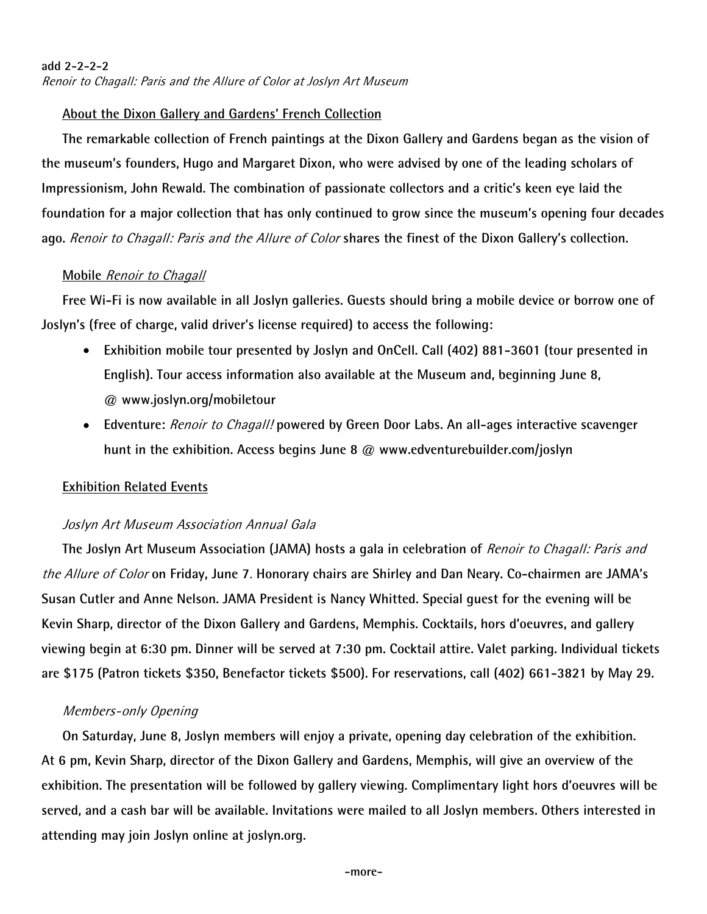add 2-2-2-2

*Renoir to Chagall: Paris and the Allure of Color at Joslyn Art Museum*

**About the Dixon Gallery and Gardens' French Collection**

**The remarkable collection of French paintings at the Dixon Gallery and Gardens began as the vision of the museum's founders, Hugo and Margaret Dixon, who were advised by one of the leading scholars of Impressionism, John Rewald. The combination of passionate collectors and a critic's keen eye laid the foundation for a major collection that has only continued to grow since the museum's opening four decades ago. *Renoir to Chagall: Paris and the Allure of Color* shares the finest of the Dixon Gallery's collection.**

**Mobile *Renoir to Chagall***

**Free Wi-Fi is now available in all Joslyn galleries. Guests should bring a mobile device or borrow one of Joslyn's (free of charge, valid driver's license required) to access the following:**

- **Exhibition mobile tour presented by Joslyn and OnCell. Call (402) 881-3601 (tour presented in English). Tour access information also available at the Museum and, beginning June 8, @ www.joslyn.org/mobiletour**
- **Edventure: *Renoir to Chagall!* powered by Green Door Labs. An all-ages interactive scavenger hunt in the exhibition. Access begins June 8 @ www.edventurebuilder.com/joslyn**

**Exhibition Related Events**

*Joslyn Art Museum Association Annual Gala*

**The Joslyn Art Museum Association (JAMA) hosts a gala in celebration of *Renoir to Chagall: Paris and the Allure of Color* on Friday, June 7. Honorary chairs are Shirley and Dan Neary. Co-chairmen are JAMA's Susan Cutler and Anne Nelson. JAMA President is Nancy Whitted. Special guest for the evening will be Kevin Sharp, director of the Dixon Gallery and Gardens, Memphis. Cocktails, hors d'oeuvres, and gallery viewing begin at 6:30 pm. Dinner will be served at 7:30 pm. Cocktail attire. Valet parking. Individual tickets are $175 (Patron tickets $350, Benefactor tickets $500). For reservations, call (402) 661-3821 by May 29.**

*Members-only Opening*

**On Saturday, June 8, Joslyn members will enjoy a private, opening day celebration of the exhibition. At 6 pm, Kevin Sharp, director of the Dixon Gallery and Gardens, Memphis, will give an overview of the exhibition. The presentation will be followed by gallery viewing. Complimentary light hors d'oeuvres will be served, and a cash bar will be available. Invitations were mailed to all Joslyn members. Others interested in attending may join Joslyn online at joslyn.org.**

-more-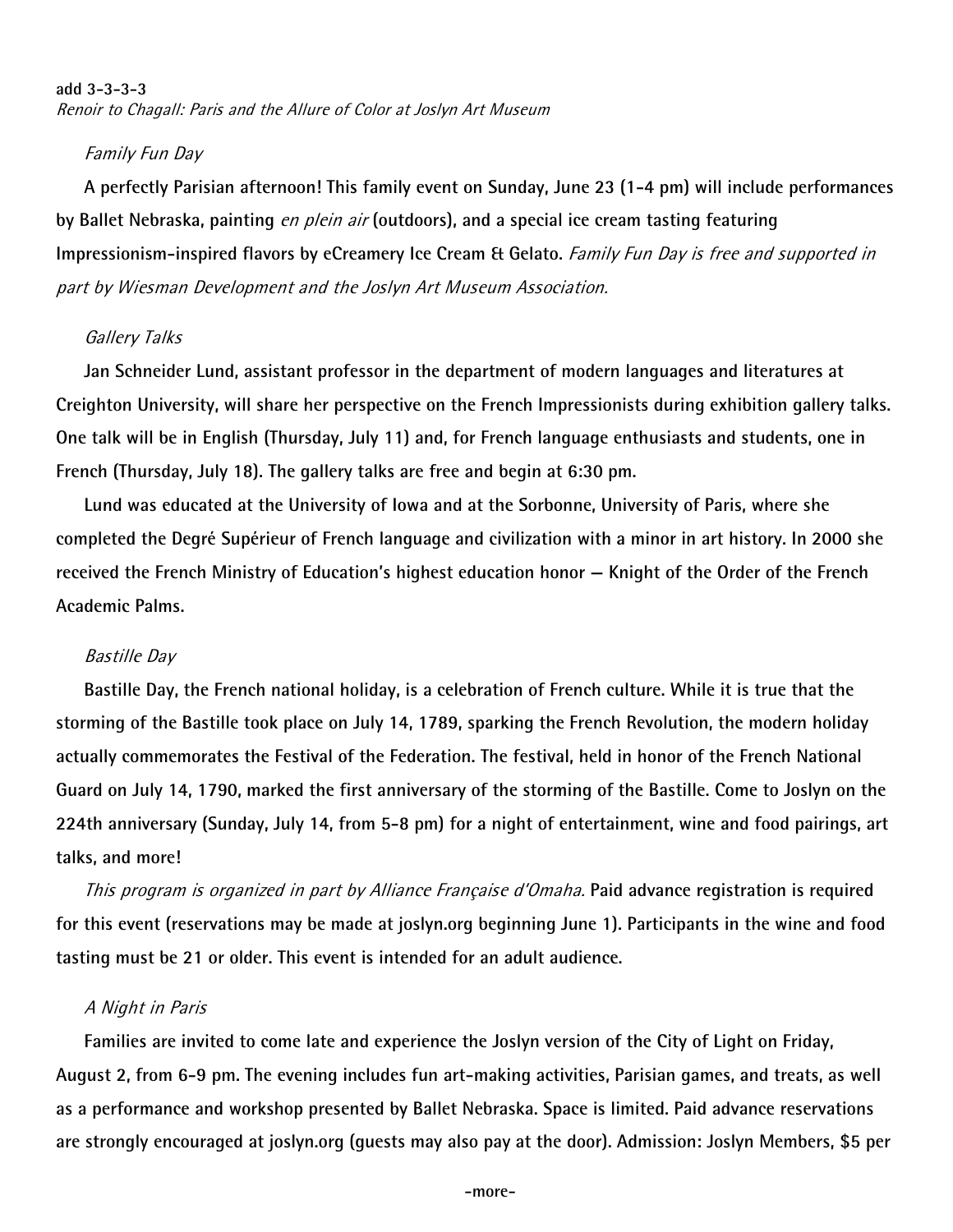**add 3-3-3-3**
*Renoir to Chagall: Paris and the Allure of Color at Joslyn Art Museum*

*Family Fun Day*

**A perfectly Parisian afternoon! This family event on Sunday, June 23 (1-4 pm) will include performances by Ballet Nebraska, painting** ***en plein air*** **(outdoors), and a special ice cream tasting featuring Impressionism-inspired flavors by eCreamery Ice Cream & Gelato.** *Family Fun Day is free and supported in part by Wiesman Development and the Joslyn Art Museum Association.*

*Gallery Talks*

**Jan Schneider Lund, assistant professor in the department of modern languages and literatures at Creighton University, will share her perspective on the French Impressionists during exhibition gallery talks. One talk will be in English (Thursday, July 11) and, for French language enthusiasts and students, one in French (Thursday, July 18). The gallery talks are free and begin at 6:30 pm.**

**Lund was educated at the University of Iowa and at the Sorbonne, University of Paris, where she completed the Degré Supérieur of French language and civilization with a minor in art history. In 2000 she received the French Ministry of Education's highest education honor — Knight of the Order of the French Academic Palms.**

*Bastille Day*

**Bastille Day, the French national holiday, is a celebration of French culture. While it is true that the storming of the Bastille took place on July 14, 1789, sparking the French Revolution, the modern holiday actually commemorates the Festival of the Federation. The festival, held in honor of the French National Guard on July 14, 1790, marked the first anniversary of the storming of the Bastille. Come to Joslyn on the 224th anniversary (Sunday, July 14, from 5-8 pm) for a night of entertainment, wine and food pairings, art talks, and more!**

*This program is organized in part by Alliance Française d'Omaha.* **Paid advance registration is required for this event (reservations may be made at joslyn.org beginning June 1). Participants in the wine and food tasting must be 21 or older. This event is intended for an adult audience.**

*A Night in Paris*

**Families are invited to come late and experience the Joslyn version of the City of Light on Friday, August 2, from 6-9 pm. The evening includes fun art-making activities, Parisian games, and treats, as well as a performance and workshop presented by Ballet Nebraska. Space is limited. Paid advance reservations are strongly encouraged at joslyn.org (guests may also pay at the door). Admission: Joslyn Members, $5 per**

-more-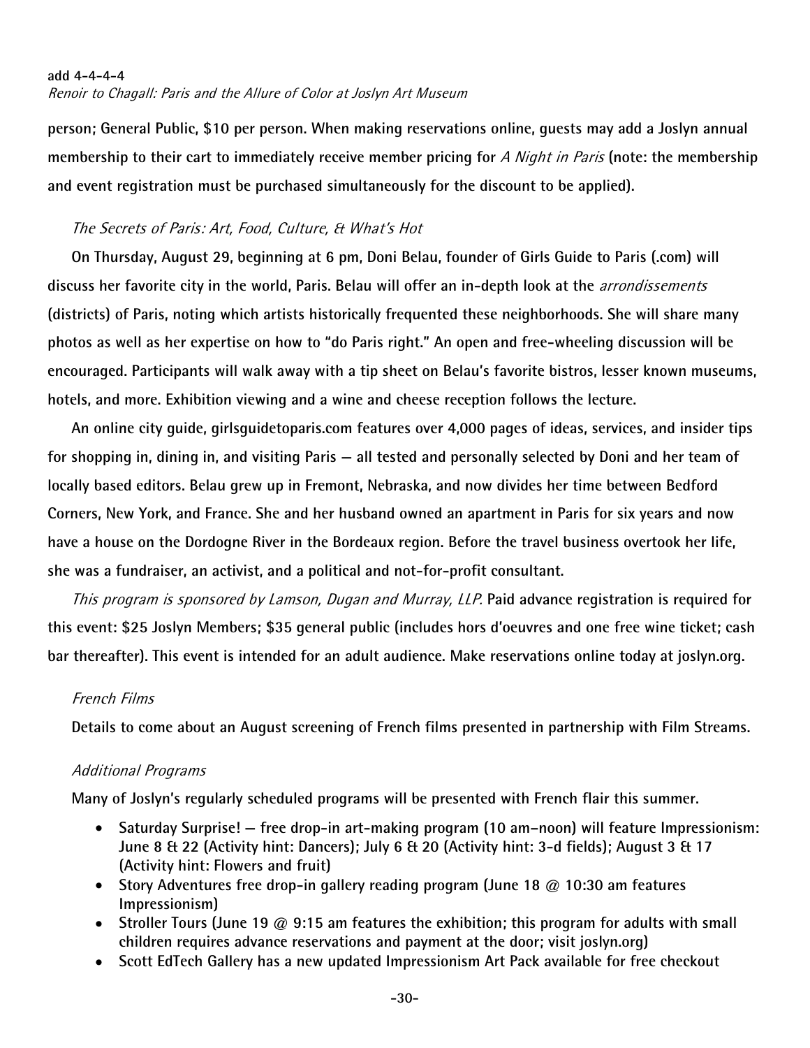person; General Public, $10 per person. When making reservations online, guests may add a Joslyn annual membership to their cart to immediately receive member pricing for *A Night in Paris* (note: the membership and event registration must be purchased simultaneously for the discount to be applied).

*The Secrets of Paris: Art, Food, Culture, & What's Hot*

On Thursday, August 29, beginning at 6 pm, Doni Belau, founder of Girls Guide to Paris (.com) will discuss her favorite city in the world, Paris. Belau will offer an in-depth look at the *arrondissements* (districts) of Paris, noting which artists historically frequented these neighborhoods. She will share many photos as well as her expertise on how to "do Paris right." An open and free-wheeling discussion will be encouraged. Participants will walk away with a tip sheet on Belau's favorite bistros, lesser known museums, hotels, and more. Exhibition viewing and a wine and cheese reception follows the lecture.

An online city guide, girlsguidetoparis.com features over 4,000 pages of ideas, services, and insider tips for shopping in, dining in, and visiting Paris — all tested and personally selected by Doni and her team of locally based editors. Belau grew up in Fremont, Nebraska, and now divides her time between Bedford Corners, New York, and France. She and her husband owned an apartment in Paris for six years and now have a house on the Dordogne River in the Bordeaux region. Before the travel business overtook her life, she was a fundraiser, an activist, and a political and not-for-profit consultant.

*This program is sponsored by Lamson, Dugan and Murray, LLP.* Paid advance registration is required for this event: $25 Joslyn Members; $35 general public (includes hors d'oeuvres and one free wine ticket; cash bar thereafter). This event is intended for an adult audience. Make reservations online today at joslyn.org.

*French Films*

Details to come about an August screening of French films presented in partnership with Film Streams.

*Additional Programs*

Many of Joslyn's regularly scheduled programs will be presented with French flair this summer.

- Saturday Surprise! — free drop-in art-making program (10 am–noon) will feature Impressionism: June 8 & 22 (Activity hint: Dancers); July 6 & 20 (Activity hint: 3-d fields); August 3 & 17 (Activity hint: Flowers and fruit)
- Story Adventures free drop-in gallery reading program (June 18 @ 10:30 am features Impressionism)
- Stroller Tours (June 19 @ 9:15 am features the exhibition; this program for adults with small children requires advance reservations and payment at the door; visit joslyn.org)
- Scott EdTech Gallery has a new updated Impressionism Art Pack available for free checkout

-30-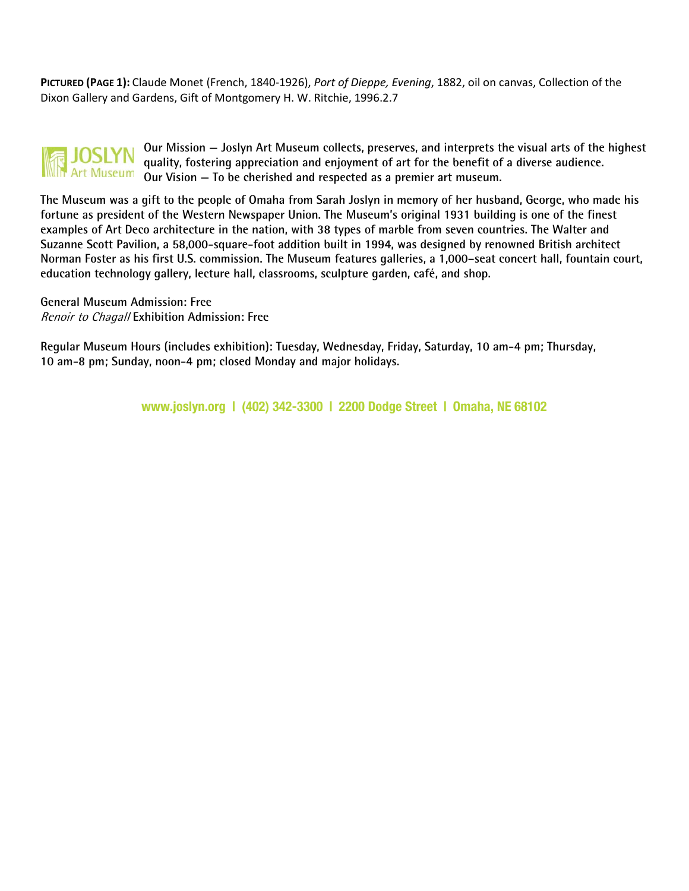**PICTURED (PAGE 1):** Claude Monet (French, 1840-1926), *Port of Dieppe, Evening*, 1882, oil on canvas, Collection of the Dixon Gallery and Gardens, Gift of Montgomery H. W. Ritchie, 1996.2.7

JOSLYN Art Museum

**Our Mission — Joslyn Art Museum collects, preserves, and interprets the visual arts of the highest quality, fostering appreciation and enjoyment of art for the benefit of a diverse audience.**
**Our Vision — To be cherished and respected as a premier art museum.**

**The Museum was a gift to the people of Omaha from Sarah Joslyn in memory of her husband, George, who made his fortune as president of the Western Newspaper Union. The Museum's original 1931 building is one of the finest examples of Art Deco architecture in the nation, with 38 types of marble from seven countries. The Walter and Suzanne Scott Pavilion, a 58,000-square-foot addition built in 1994, was designed by renowned British architect Norman Foster as his first U.S. commission. The Museum features galleries, a 1,000–seat concert hall, fountain court, education technology gallery, lecture hall, classrooms, sculpture garden, café, and shop.**

**General Museum Admission: Free**
***Renoir to Chagall* Exhibition Admission: Free**

**Regular Museum Hours (includes exhibition): Tuesday, Wednesday, Friday, Saturday, 10 am-4 pm; Thursday, 10 am-8 pm; Sunday, noon-4 pm; closed Monday and major holidays.**

**www.joslyn.org | (402) 342-3300 | 2200 Dodge Street | Omaha, NE 68102**